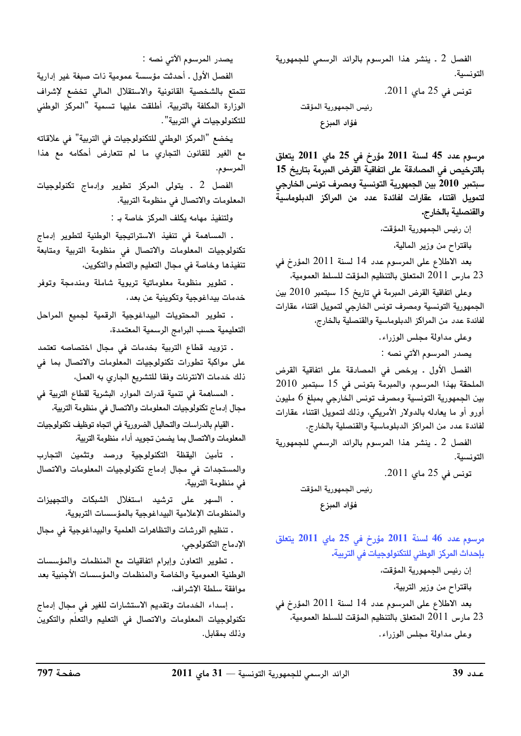الفصل 2 ـ ينشر هذا المرسوم بالرائد الرسمي للجمهورية التونسية.

تونس في 25 ماي 2011.

رئيس الجمهورية المؤقت

**فؤاد المبزع**

**مرسوم عدد 45 لسنة 2011 مؤرخ في 25 ماي 2011 يتعلق بالترخيص في المصادقة على اتفاقية القرض المبرمة بتاريخ 15 سبتمبر 2010 بين الجمهورية التونسية ومصرف تونس الخارجي لتمويل اقتناء عقارات لفائدة عدد من المراكز الدبلوماسية والقنصلية بالخارج.**

إن رئيس الجمهورية المؤقت،

باقتراح من وزير المالية،

بعد الاطلاع على المرسوم عدد 14 لسنة 2011 المؤرخ في 23 مارس 2011 المتعلق بالتنظيم المؤقت للسلط العمومية،

وعلى اتفاقية القرض المبرمة في تاريخ 15 سبتمبر 2010 بين الجمهورية التونسية ومصرف تونس الخارجي لتمويل اقتناء عقارات لفائدة عدد من المراكز الدبلوماسية والقنصلية بالخارج،

وعلى مداولة مجلس الوزراء.

يصدر المرسوم الآتي نصه :

الفصل الأول ـ يرخص في المصادقة على اتفاقية القرض الملحقة بهذا المرسوم، والمبرمة بتونس في 15 سبتمبر 2010 بين الجمهورية التونسية ومصرف تونس الخارجي بمبلغ 6 مليون أورو أو ما يعادله بالدولار الأمريكي، وذلك لتمويل اقتناء عقارات لفائدة عدد من المراكز الدبلوماسية والقنصلية بالخارج.

الفصل 2 ـ ينشر هذا المرسوم بالرائد الرسمي للجمهورية التونسية.

تونس في 25 ماي 2011.

رئيس الجمهورية المؤقت

**فؤاد المبزع**

**مرسوم عدد 46 لسنة 2011 مؤرخ في 25 ماي 2011 يتعلق بإحداث المركز الوطني للتكنولوجيات في التربية.**

إن رئيس الجمهورية المؤقت،

باقتراح من وزير التربية،

بعد الاطلاع على المرسوم عدد 14 لسنة 2011 المؤرخ في 23 مارس 2011 المتعلق بالتنظيم المؤقت للسلط العمومية،

وعلى مداولة مجلس الوزراء.

يصدر المرسوم الآتي نصه :

الفصل الأول ـ أحدثت مؤسسة عمومية ذات صبغة غير إدارية تتمتع بالشخصية القانونية والاستقلال المالي تخضع لإشراف الوزارة المكلفة بالتربية، أطلقت عليها تسمية "المركز الوطني للتكنولوجيات في التربية".

يخضع "المركز الوطني للتكنولوجيات في التربية" في علاقاته مع الغير للقانون التجاري ما لم تتعارض أحكامه مع هذا المرسوم.

الفصل 2 ـ يتولى المركز تطوير وإدماج تكنولوجيات المعلومات والاتصال في منظومة التربية.

ولتنفيذ مهامه يكلف المركز خاصة بـ :

- المساهمة في تنفيذ الاستراتيجية الوطنية لتطوير إدماج تكنولوجيات المعلومات والاتصال في منظومة التربية ومتابعة تنفيذها وخاصة في مجال التعليم والتعلم والتكوين،
- تطوير منظومة معلوماتية تربوية شاملة ومندمجة وتوفر خدمات بيداغوجية وتكوينية عن بعد،
- تطوير المحتويات البيداغوجية الرقمية لجميع المراحل التعليمية حسب البرامج الرسمية المعتمدة،
- تزويد قطاع التربية بخدمات في مجال اختصاصه تعتمد على مواكبة تطورات تكنولوجيات المعلومات والاتصال بما في ذلك خدمات الانترنات وفقا للتشريع الجاري به العمل،
- المساهمة في تنمية قدرات الموارد البشرية لقطاع التربية في مجال إدماج تكنولوجيات المعلومات والاتصال في منظومة التربية،
- القيام بالدراسات والتحاليل الضرورية في اتجاه توظيف تكنولوجيات المعلومات والاتصال بما يضمن تجويد أداء منظومة التربية،
- تأمين اليقظة التكنولوجية ورصد وتثمين التجارب والمستجدات في مجال إدماج تكنولوجيات المعلومات والاتصال في منظومة التربية،
- السهر على ترشيد استغلال الشبكات والتجهيزات والمنظومات الإعلامية البيداغوجية بالمؤسسات التربوية،
- تنظيم الورشات والتظاهرات العلمية والبيداغوجية في مجال الإدماج التكنولوجي،
- تطوير التعاون وإبرام اتفاقيات مع المنظمات والمؤسسات الوطنية العمومية والخاصة والمنظمات والمؤسسات الأجنبية بعد موافقة سلطة الإشراف،
- إسداء الخدمات وتقديم الاستشارات للغير في مجال إدماج تكنولوجيات المعلومات والاتصال في التعليم والتعلم والتكوين وذلك بمقابل.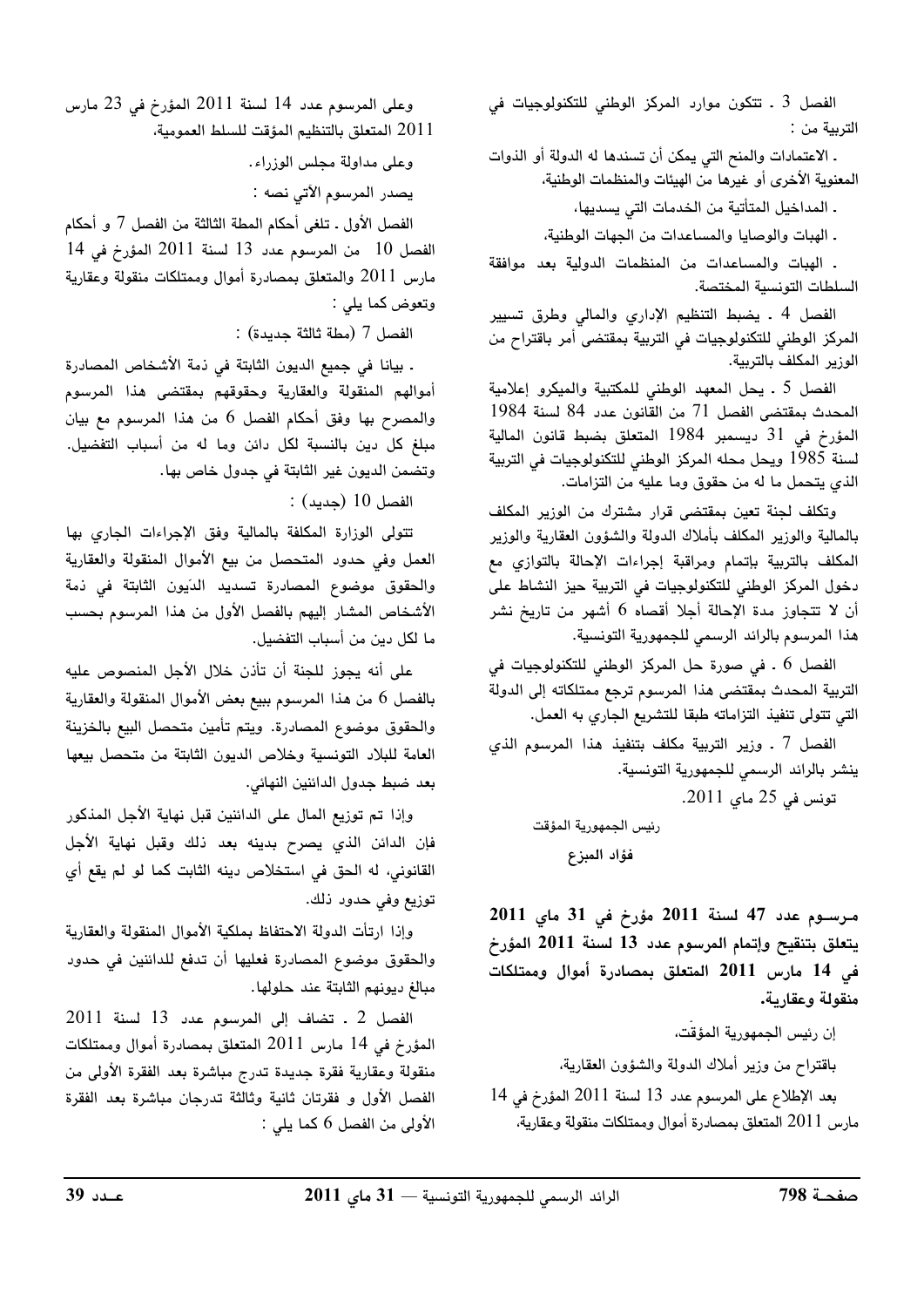الفصل 3 ـ تتكون موارد المركز الوطني للتكنولوجيات في التربية من :

ـ الاعتمادات والمنح التي يمكن أن تسندها له الدولة أو الذوات المعنوية الأخرى أو غيرها من الهيئات والمنظمات الوطنية،

ـ المداخيل المتأتية من الخدمات التي يسديها،

ـ الهبات والوصايا والمساعدات من الجهات الوطنية،

ـ الهبات والمساعدات من المنظمات الدولية بعد موافقة السلطات التونسية المختصة.

الفصل 4 ـ يضبط التنظيم الإداري والمالي وطرق تسيير المركز الوطني للتكنولوجيات في التربية بمقتضى أمر باقتراح من الوزير المكلف بالتربية.

الفصل 5 ـ يحل المعهد الوطني للمكتبية والميكرو إعلامية المحدث بمقتضى الفصل 71 من القانون عدد 84 لسنة 1984 المؤرخ في 31 ديسمبر 1984 المتعلق بضبط قانون المالية لسنة 1985 ويحل محله المركز الوطني للتكنولوجيات في التربية الذي يتحمل ما له من حقوق وما عليه من التزامات.

وتكلف لجنة تعين بمقتضى قرار مشترك من الوزير المكلف بالمالية والوزير المكلف بأملاك الدولة والشؤون العقارية والوزير المكلف بالتربية بإتمام ومراقبة إجراءات الإحالة بالتوازي مع دخول المركز الوطني للتكنولوجيات في التربية حيز النشاط على أن لا تتجاوز مدة الإحالة أجلا أقصاه 6 أشهر من تاريخ نشر هذا المرسوم بالرائد الرسمي للجمهورية التونسية.

الفصل 6 ـ في صورة حل المركز الوطني للتكنولوجيات في التربية المحدث بمقتضى هذا المرسوم ترجع ممتلكاته إلى الدولة التي تتولى تنفيذ التزاماته طبقا للتشريع الجاري به العمل.

الفصل 7 ـ وزير التربية مكلف بتنفيذ هذا المرسوم الذي ينشر بالرائد الرسمي للجمهورية التونسية.

تونس في 25 ماي 2011.

رئيس الجمهورية المؤقت

**فؤاد المبزع**

**مرسوم عدد 47 لسنة 2011 مؤرخ في 31 ماي 2011 يتعلق بتنقيح وإتمام المرسوم عدد 13 لسنة 2011 المؤرخ في 14 مارس 2011 المتعلق بمصادرة أموال وممتلكات منقولة وعقارية.**

إن رئيس الجمهورية المؤقت،

باقتراح من وزير أملاك الدولة والشؤون العقارية،

بعد الإطلاع على المرسوم عدد 13 لسنة 2011 المؤرخ في 14 مارس 2011 المتعلق بمصادرة أموال وممتلكات منقولة وعقارية،

وعلى المرسوم عدد 14 لسنة 2011 المؤرخ في 23 مارس 2011 المتعلق بالتنظيم المؤقت للسلط العمومية،

وعلى مداولة مجلس الوزراء.

يصدر المرسوم الآتي نصه :

الفصل الأول ـ تلغى أحكام المطة الثالثة من الفصل 7 و أحكام الفصل 10 من المرسوم عدد 13 لسنة 2011 المؤرخ في 14 مارس 2011 والمتعلق بمصادرة أموال وممتلكات منقولة وعقارية وتعوض كما يلي :

الفصل 7 (مطة ثالثة جديدة) :

ـ بيانا في جميع الديون الثابتة في ذمة الأشخاص المصادرة أموالهم المنقولة والعقارية وحقوقهم بمقتضى هذا المرسوم والمصرح بها وفق أحكام الفصل 6 من هذا المرسوم مع بيان مبلغ كل دين بالنسبة لكل دائن وما له من أسباب التفضيل. وتضمن الديون غير الثابتة في جدول خاص بها.

الفصل 10 (جديد) :

تتولى الوزارة المكلفة بالمالية وفق الإجراءات الجاري بها العمل وفي حدود المتحصل من بيع الأموال المنقولة والعقارية والحقوق موضوع المصادرة تسديد الدّيون الثابتة في ذمة الأشخاص المشار إليهم بالفصل الأول من هذا المرسوم بحسب ما لكل دين من أسباب التفضيل.

على أنه يجوز للجنة أن تأذن خلال الأجل المنصوص عليه بالفصل 6 من هذا المرسوم ببيع بعض الأموال المنقولة والعقارية والحقوق موضوع المصادرة. ويتم تأمين متحصل البيع بالخزينة العامة للبلاد التونسية وخلاص الديون الثابتة من متحصل بيعها بعد ضبط جدول الدائنين النهائي.

وإذا تم توزيع المال على الدائنين قبل نهاية الأجل المذكور فإن الدائن الذي يصرح بدينه بعد ذلك وقبل نهاية الأجل القانوني، له الحق في استخلاص دينه الثابت كما لو لم يقع أي توزيع وفي حدود ذلك.

وإذا ارتأت الدولة الاحتفاظ بملكية الأموال المنقولة والعقارية والحقوق موضوع المصادرة فعليها أن تدفع للدائنين في حدود مبالغ ديونهم الثابتة عند حلولها.

الفصل 2 ـ تضاف إلى المرسوم عدد 13 لسنة 2011 المؤرخ في 14 مارس 2011 المتعلق بمصادرة أموال وممتلكات منقولة وعقارية فقرة جديدة تدرج مباشرة بعد الفقرة الأولى من الفصل الأول و فقرتان ثانية وثالثة تدرجان مباشرة بعد الفقرة الأولى من الفصل 6 كما يلي :